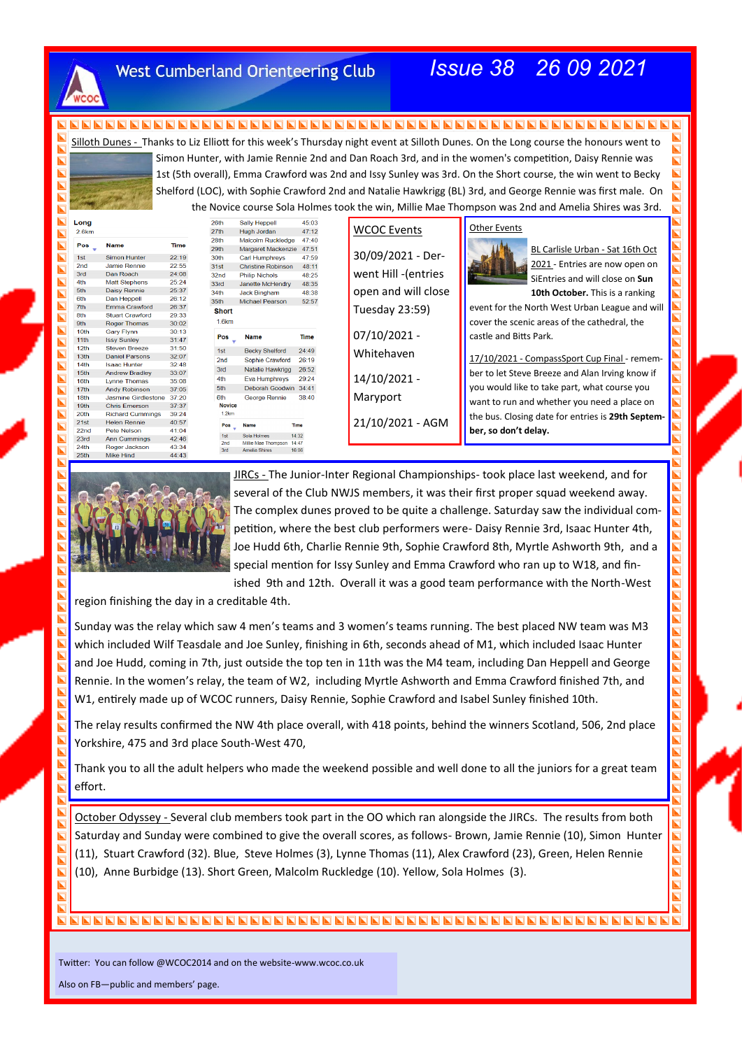# West Cumberland Orienteering Club

## Issue 38 26 09 2021

Silloth Dunes - Thanks to Liz Elliott for this week's Thursday night event at Silloth Dunes. On the Long course the honours went to Simon Hunter, with Jamie Rennie 2nd and Dan Roach 3rd, and in the women's competition, Daisy Rennie was 1st (5th overall), Emma Crawford was 2nd and Issy Sunley was 3rd. On the Short course, the win went to Becky Shelford (LOC), with Sophie Crawford 2nd and Natalie Hawkrigg (BL) 3rd, and George Rennie was first male. On the Novice course Sola Holmes took the win, Millie Mae Thompson was 2nd and Amelia Shires was 3rd.

**Long**
2.6km

| Pos | Name | Time |
|---|---|---|
| 1st | Simon Hunter | 22:19 |
| 2nd | Jamie Rennie | 22:55 |
| 3rd | Dan Roach | 24:08 |
| 4th | Matt Stephens | 25:24 |
| 5th | Daisy Rennie | 25:37 |
| 6th | Dan Heppell | 26:12 |
| 7th | Emma Crawford | 26:37 |
| 8th | Stuart Crawford | 29:33 |
| 9th | Roger Thomas | 30:02 |
| 10th | Gary Flynn | 30:13 |
| 11th | Issy Sunley | 31:47 |
| 12th | Steven Breeze | 31:50 |
| 13th | Daniel Parsons | 32:07 |
| 14th | Isaac Hunter | 32:48 |
| 15th | Andrew Bradley | 33:07 |
| 16th | Lynne Thomas | 35:08 |
| 17th | Andy Robinson | 37:05 |
| 18th | Jasmine Girdlestone | 37:20 |
| 19th | Chris Emerson | 37:37 |
| 20th | Richard Cummings | 39:24 |
| 21st | Helen Rennie | 40:57 |
| 22nd | Pete Nelson | 41:04 |
| 23rd | Ann Cummings | 42:46 |
| 24th | Roger Jackson | 43:34 |
| 25th | Mike Hind | 44:43 |
| 26th | Sally Heppell | 45:03 |
| 27th | Hugh Jordan | 47:12 |
| 28th | Malcolm Ruckledge | 47:40 |
| 29th | Margaret Mackenzie | 47:51 |
| 30th | Carl Humphreys | 47:59 |
| 31st | Christine Robinson | 48:11 |
| 32nd | Philip Nichols | 48:25 |
| 33rd | Janette McHendry | 48:35 |
| 34th | Jack Bingham | 48:38 |
| 35th | Michael Pearson | 52:57 |

**Short**
1.6km

| Pos | Name | Time |
|---|---|---|
| 1st | Becky Shelford | 24:49 |
| 2nd | Sophie Crawford | 26:19 |
| 3rd | Natalie Hawkrigg | 26:52 |
| 4th | Eva Humphreys | 29:24 |
| 5th | Deborah Goodwin | 34:41 |
| 6th | George Rennie | 38:40 |

**Novice**
1.2km

| Pos | Name | Time |
|---|---|---|
| 1st | Sola Holmes | 14:32 |
| 2nd | Millie Mae Thompson | 14:47 |
| 3rd | Amelia Shires | 16:06 |

### WCOC Events

30/09/2021 - Derwent Hill -(entries open and will close Tuesday 23:59)

07/10/2021 - Whitehaven

14/10/2021 - Maryport

21/10/2021 - AGM

### Other Events

BL Carlisle Urban - Sat 16th Oct 2021 - Entries are now open on SiEntries and will close on **Sun 10th October.** This is a ranking event for the North West Urban League and will cover the scenic areas of the cathedral, the castle and Bitts Park.

17/10/2021 - CompassSport Cup Final - remember to let Steve Breeze and Alan Irving know if you would like to take part, what course you want to run and whether you need a place on the bus. Closing date for entries is **29th September, so don't delay.**

JIRCs - The Junior-Inter Regional Championships- took place last weekend, and for several of the Club NWJS members, it was their first proper squad weekend away. The complex dunes proved to be quite a challenge. Saturday saw the individual competition, where the best club performers were- Daisy Rennie 3rd, Isaac Hunter 4th, Joe Hudd 6th, Charlie Rennie 9th, Sophie Crawford 8th, Myrtle Ashworth 9th, and a special mention for Issy Sunley and Emma Crawford who ran up to W18, and finished 9th and 12th. Overall it was a good team performance with the North-West region finishing the day in a creditable 4th.

Sunday was the relay which saw 4 men's teams and 3 women's teams running. The best placed NW team was M3 which included Wilf Teasdale and Joe Sunley, finishing in 6th, seconds ahead of M1, which included Isaac Hunter and Joe Hudd, coming in 7th, just outside the top ten in 11th was the M4 team, including Dan Heppell and George Rennie. In the women's relay, the team of W2, including Myrtle Ashworth and Emma Crawford finished 7th, and W1, entirely made up of WCOC runners, Daisy Rennie, Sophie Crawford and Isabel Sunley finished 10th.

The relay results confirmed the NW 4th place overall, with 418 points, behind the winners Scotland, 506, 2nd place Yorkshire, 475 and 3rd place South-West 470,

Thank you to all the adult helpers who made the weekend possible and well done to all the juniors for a great team effort.

October Odyssey - Several club members took part in the OO which ran alongside the JIRCs. The results from both Saturday and Sunday were combined to give the overall scores, as follows- Brown, Jamie Rennie (10), Simon Hunter (11), Stuart Crawford (32). Blue, Steve Holmes (3), Lynne Thomas (11), Alex Crawford (23), Green, Helen Rennie (10), Anne Burbidge (13). Short Green, Malcolm Ruckledge (10). Yellow, Sola Holmes (3).

Twitter: You can follow @WCOC2014 and on the website-www.wcoc.co.uk

Also on FB—public and members' page.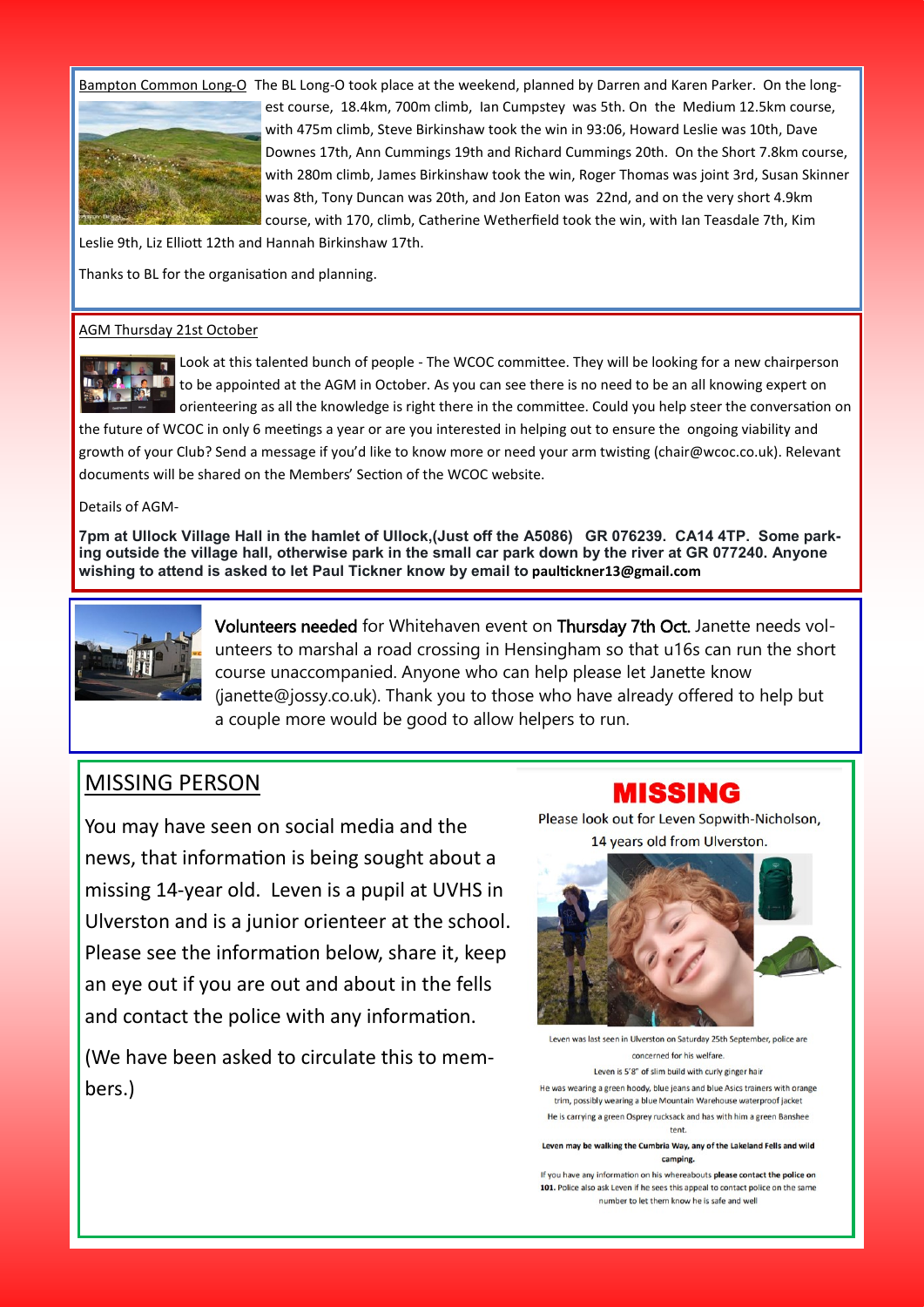Bampton Common Long-O The BL Long-O took place at the weekend, planned by Darren and Karen Parker. On the longest course, 18.4km, 700m climb, Ian Cumpstey was 5th. On the Medium 12.5km course, with 475m climb, Steve Birkinshaw took the win in 93:06, Howard Leslie was 10th, Dave Downes 17th, Ann Cummings 19th and Richard Cummings 20th. On the Short 7.8km course, with 280m climb, James Birkinshaw took the win, Roger Thomas was joint 3rd, Susan Skinner was 8th, Tony Duncan was 20th, and Jon Eaton was 22nd, and on the very short 4.9km course, with 170, climb, Catherine Wetherfield took the win, with Ian Teasdale 7th, Kim Leslie 9th, Liz Elliott 12th and Hannah Birkinshaw 17th.

Thanks to BL for the organisation and planning.

AGM Thursday 21st October

Look at this talented bunch of people - The WCOC committee. They will be looking for a new chairperson to be appointed at the AGM in October. As you can see there is no need to be an all knowing expert on orienteering as all the knowledge is right there in the committee. Could you help steer the conversation on the future of WCOC in only 6 meetings a year or are you interested in helping out to ensure the ongoing viability and growth of your Club? Send a message if you'd like to know more or need your arm twisting (chair@wcoc.co.uk). Relevant documents will be shared on the Members' Section of the WCOC website.

Details of AGM-

**7pm at Ullock Village Hall in the hamlet of Ullock,(Just off the A5086) GR 076239. CA14 4TP. Some parking outside the village hall, otherwise park in the small car park down by the river at GR 077240. Anyone wishing to attend is asked to let Paul Tickner know by email to paultickner13@gmail.com**

**Volunteers needed** for Whitehaven event on **Thursday 7th Oct.** Janette needs volunteers to marshal a road crossing in Hensingham so that u16s can run the short course unaccompanied. Anyone who can help please let Janette know (janette@jossy.co.uk). Thank you to those who have already offered to help but a couple more would be good to allow helpers to run.

## MISSING PERSON

You may have seen on social media and the news, that information is being sought about a missing 14-year old. Leven is a pupil at UVHS in Ulverston and is a junior orienteer at the school. Please see the information below, share it, keep an eye out if you are out and about in the fells and contact the police with any information.

(We have been asked to circulate this to members.)

# MISSING

Please look out for Leven Sopwith-Nicholson, 14 years old from Ulverston.

Leven was last seen in Ulverston on Saturday 25th September, police are concerned for his welfare.

Leven is 5'8" of slim build with curly ginger hair

He was wearing a green hoody, blue jeans and blue Asics trainers with orange trim, possibly wearing a blue Mountain Warehouse waterproof jacket

He is carrying a green Osprey rucksack and has with him a green Banshee tent.

**Leven may be walking the Cumbria Way, any of the Lakeland Fells and wild camping.**

If you have any information on his whereabouts **please contact the police on 101.** Police also ask Leven if he sees this appeal to contact police on the same number to let them know he is safe and well